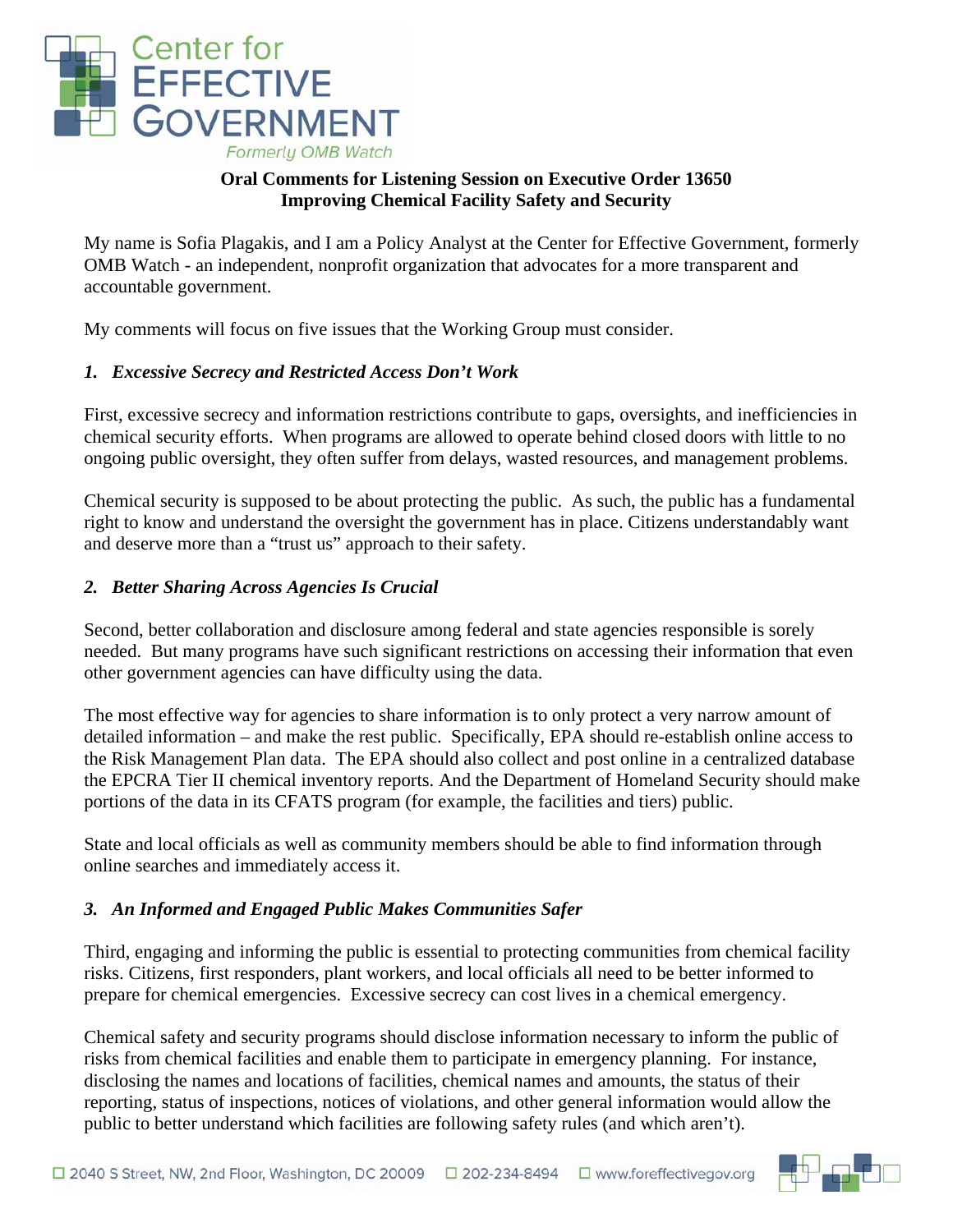Center for EFFECTIVE GOVERNMENT

Formerly OMB Watch

**Oral Comments for Listening Session on Executive Order 13650**
**Improving Chemical Facility Safety and Security**

My name is Sofia Plagakis, and I am a Policy Analyst at the Center for Effective Government, formerly OMB Watch - an independent, nonprofit organization that advocates for a more transparent and accountable government.

My comments will focus on five issues that the Working Group must consider.

### *1. Excessive Secrecy and Restricted Access Don't Work*

First, excessive secrecy and information restrictions contribute to gaps, oversights, and inefficiencies in chemical security efforts. When programs are allowed to operate behind closed doors with little to no ongoing public oversight, they often suffer from delays, wasted resources, and management problems.

Chemical security is supposed to be about protecting the public. As such, the public has a fundamental right to know and understand the oversight the government has in place. Citizens understandably want and deserve more than a "trust us" approach to their safety.

### *2. Better Sharing Across Agencies Is Crucial*

Second, better collaboration and disclosure among federal and state agencies responsible is sorely needed. But many programs have such significant restrictions on accessing their information that even other government agencies can have difficulty using the data.

The most effective way for agencies to share information is to only protect a very narrow amount of detailed information – and make the rest public. Specifically, EPA should re-establish online access to the Risk Management Plan data. The EPA should also collect and post online in a centralized database the EPCRA Tier II chemical inventory reports. And the Department of Homeland Security should make portions of the data in its CFATS program (for example, the facilities and tiers) public.

State and local officials as well as community members should be able to find information through online searches and immediately access it.

### *3. An Informed and Engaged Public Makes Communities Safer*

Third, engaging and informing the public is essential to protecting communities from chemical facility risks. Citizens, first responders, plant workers, and local officials all need to be better informed to prepare for chemical emergencies. Excessive secrecy can cost lives in a chemical emergency.

Chemical safety and security programs should disclose information necessary to inform the public of risks from chemical facilities and enable them to participate in emergency planning. For instance, disclosing the names and locations of facilities, chemical names and amounts, the status of their reporting, status of inspections, notices of violations, and other general information would allow the public to better understand which facilities are following safety rules (and which aren't).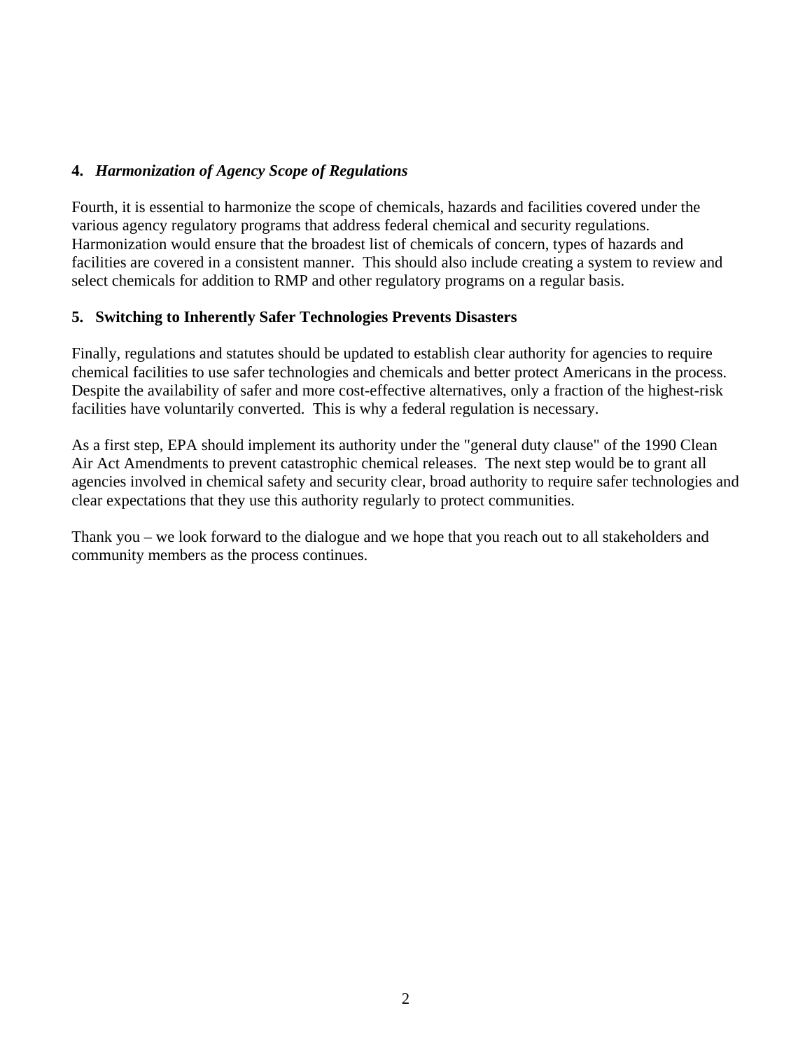**4.** ***Harmonization of Agency Scope of Regulations***

Fourth, it is essential to harmonize the scope of chemicals, hazards and facilities covered under the various agency regulatory programs that address federal chemical and security regulations. Harmonization would ensure that the broadest list of chemicals of concern, types of hazards and facilities are covered in a consistent manner. This should also include creating a system to review and select chemicals for addition to RMP and other regulatory programs on a regular basis.

**5. Switching to Inherently Safer Technologies Prevents Disasters**

Finally, regulations and statutes should be updated to establish clear authority for agencies to require chemical facilities to use safer technologies and chemicals and better protect Americans in the process. Despite the availability of safer and more cost-effective alternatives, only a fraction of the highest-risk facilities have voluntarily converted. This is why a federal regulation is necessary.

As a first step, EPA should implement its authority under the "general duty clause" of the 1990 Clean Air Act Amendments to prevent catastrophic chemical releases. The next step would be to grant all agencies involved in chemical safety and security clear, broad authority to require safer technologies and clear expectations that they use this authority regularly to protect communities.

Thank you – we look forward to the dialogue and we hope that you reach out to all stakeholders and community members as the process continues.